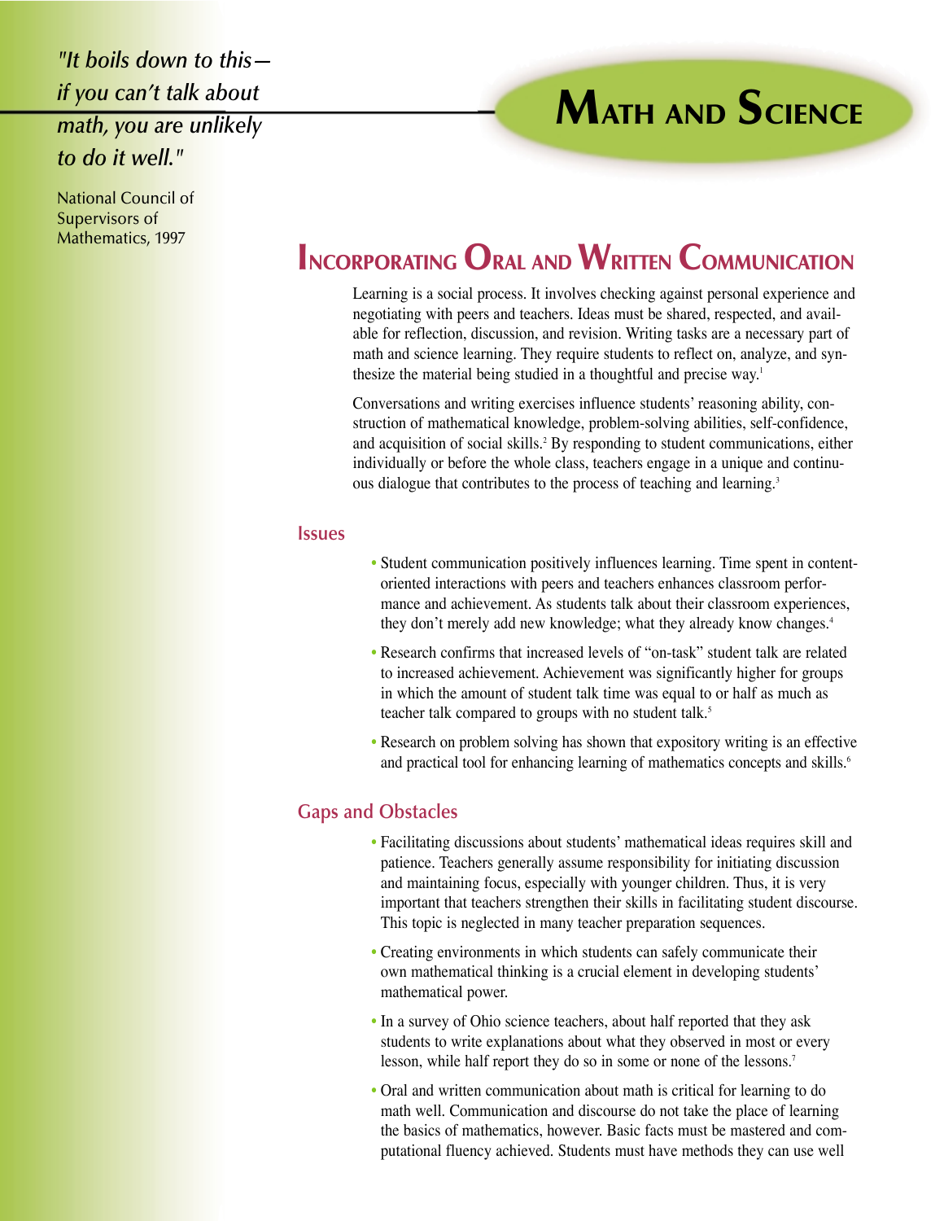# Math and Science

*"It boils down to this—if you can't talk about math, you are unlikely to do it well."*

National Council of Supervisors of Mathematics, 1997

## Incorporating Oral and Written Communication

Learning is a social process. It involves checking against personal experience and negotiating with peers and teachers. Ideas must be shared, respected, and available for reflection, discussion, and revision. Writing tasks are a necessary part of math and science learning. They require students to reflect on, analyze, and synthesize the material being studied in a thoughtful and precise way.[1]

Conversations and writing exercises influence students' reasoning ability, construction of mathematical knowledge, problem-solving abilities, self-confidence, and acquisition of social skills.[2] By responding to student communications, either individually or before the whole class, teachers engage in a unique and continuous dialogue that contributes to the process of teaching and learning.[3]

### Issues

- Student communication positively influences learning. Time spent in content-oriented interactions with peers and teachers enhances classroom performance and achievement. As students talk about their classroom experiences, they don't merely add new knowledge; what they already know changes.[4]
- Research confirms that increased levels of "on-task" student talk are related to increased achievement. Achievement was significantly higher for groups in which the amount of student talk time was equal to or half as much as teacher talk compared to groups with no student talk.[5]
- Research on problem solving has shown that expository writing is an effective and practical tool for enhancing learning of mathematics concepts and skills.[6]

### Gaps and Obstacles

- Facilitating discussions about students' mathematical ideas requires skill and patience. Teachers generally assume responsibility for initiating discussion and maintaining focus, especially with younger children. Thus, it is very important that teachers strengthen their skills in facilitating student discourse. This topic is neglected in many teacher preparation sequences.
- Creating environments in which students can safely communicate their own mathematical thinking is a crucial element in developing students' mathematical power.
- In a survey of Ohio science teachers, about half reported that they ask students to write explanations about what they observed in most or every lesson, while half report they do so in some or none of the lessons.[7]
- Oral and written communication about math is critical for learning to do math well. Communication and discourse do not take the place of learning the basics of mathematics, however. Basic facts must be mastered and computational fluency achieved. Students must have methods they can use well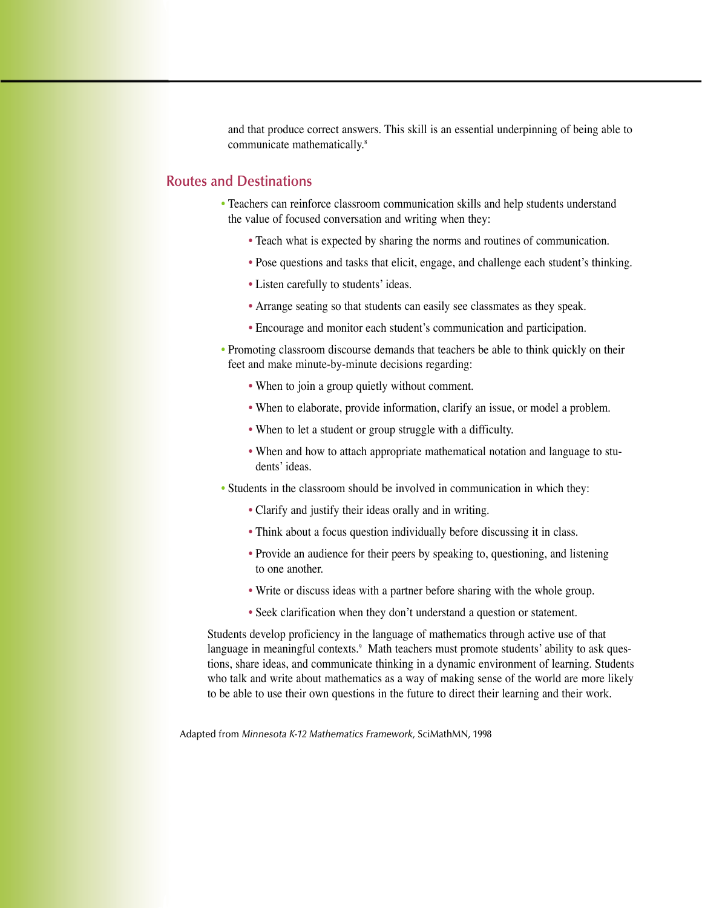and that produce correct answers. This skill is an essential underpinning of being able to communicate mathematically.[8]

## Routes and Destinations

- Teachers can reinforce classroom communication skills and help students understand the value of focused conversation and writing when they:
  - Teach what is expected by sharing the norms and routines of communication.
  - Pose questions and tasks that elicit, engage, and challenge each student's thinking.
  - Listen carefully to students' ideas.
  - Arrange seating so that students can easily see classmates as they speak.
  - Encourage and monitor each student's communication and participation.
- Promoting classroom discourse demands that teachers be able to think quickly on their feet and make minute-by-minute decisions regarding:
  - When to join a group quietly without comment.
  - When to elaborate, provide information, clarify an issue, or model a problem.
  - When to let a student or group struggle with a difficulty.
  - When and how to attach appropriate mathematical notation and language to students' ideas.
- Students in the classroom should be involved in communication in which they:
  - Clarify and justify their ideas orally and in writing.
  - Think about a focus question individually before discussing it in class.
  - Provide an audience for their peers by speaking to, questioning, and listening to one another.
  - Write or discuss ideas with a partner before sharing with the whole group.
  - Seek clarification when they don't understand a question or statement.

Students develop proficiency in the language of mathematics through active use of that language in meaningful contexts.[9] Math teachers must promote students' ability to ask questions, share ideas, and communicate thinking in a dynamic environment of learning. Students who talk and write about mathematics as a way of making sense of the world are more likely to be able to use their own questions in the future to direct their learning and their work.

Adapted from *Minnesota K-12 Mathematics Framework*, SciMathMN, 1998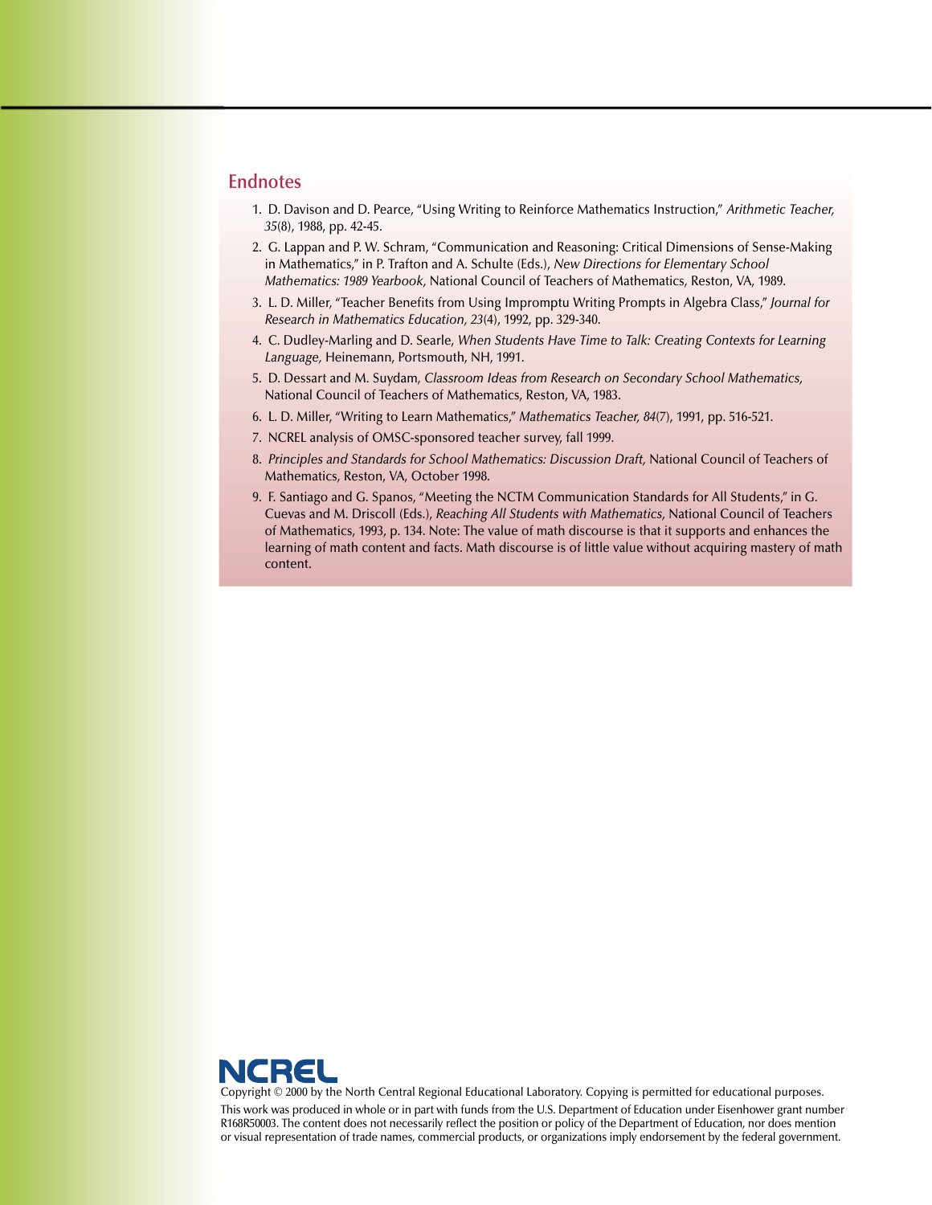## Endnotes

1. D. Davison and D. Pearce, "Using Writing to Reinforce Mathematics Instruction," *Arithmetic Teacher, 35*(8), 1988, pp. 42-45.
2. G. Lappan and P. W. Schram, "Communication and Reasoning: Critical Dimensions of Sense-Making in Mathematics," in P. Trafton and A. Schulte (Eds.), *New Directions for Elementary School Mathematics: 1989 Yearbook,* National Council of Teachers of Mathematics, Reston, VA, 1989.
3. L. D. Miller, "Teacher Benefits from Using Impromptu Writing Prompts in Algebra Class," *Journal for Research in Mathematics Education, 23*(4), 1992, pp. 329-340.
4. C. Dudley-Marling and D. Searle, *When Students Have Time to Talk: Creating Contexts for Learning Language,* Heinemann, Portsmouth, NH, 1991.
5. D. Dessart and M. Suydam, *Classroom Ideas from Research on Secondary School Mathematics,* National Council of Teachers of Mathematics, Reston, VA, 1983.
6. L. D. Miller, "Writing to Learn Mathematics," *Mathematics Teacher, 84*(7), 1991, pp. 516-521.
7. NCREL analysis of OMSC-sponsored teacher survey, fall 1999.
8. *Principles and Standards for School Mathematics: Discussion Draft,* National Council of Teachers of Mathematics, Reston, VA, October 1998.
9. F. Santiago and G. Spanos, "Meeting the NCTM Communication Standards for All Students," in G. Cuevas and M. Driscoll (Eds.), *Reaching All Students with Mathematics,* National Council of Teachers of Mathematics, 1993, p. 134. Note: The value of math discourse is that it supports and enhances the learning of math content and facts. Math discourse is of little value without acquiring mastery of math content.

NCREL

Copyright © 2000 by the North Central Regional Educational Laboratory. Copying is permitted for educational purposes.

This work was produced in whole or in part with funds from the U.S. Department of Education under Eisenhower grant number R168R50003. The content does not necessarily reflect the position or policy of the Department of Education, nor does mention or visual representation of trade names, commercial products, or organizations imply endorsement by the federal government.